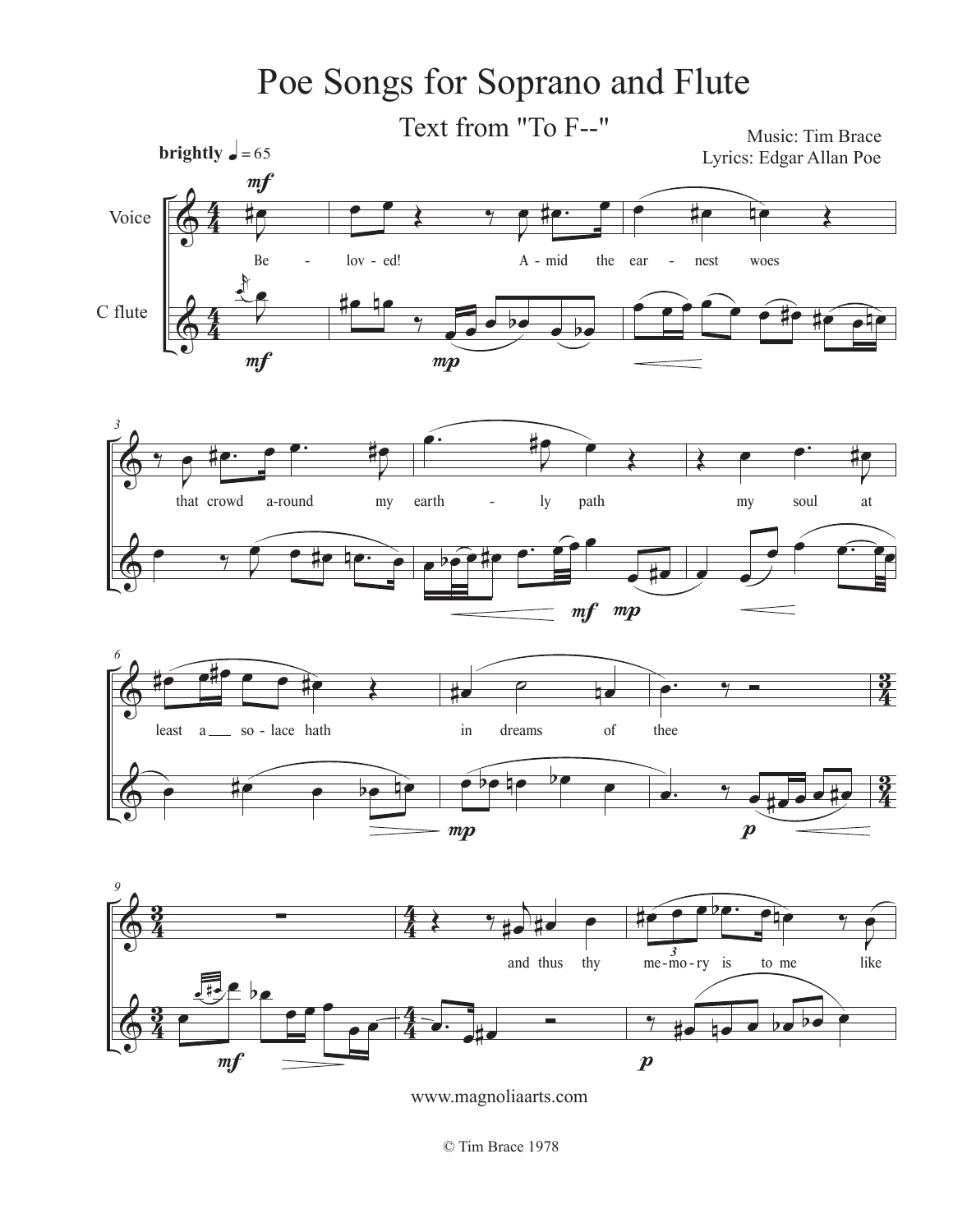# Poe Songs for Soprano and Flute

## Text from "To F--"

Music: Tim Brace
Lyrics: Edgar Allan Poe

www.magnoliaarts.com

© Tim Brace 1978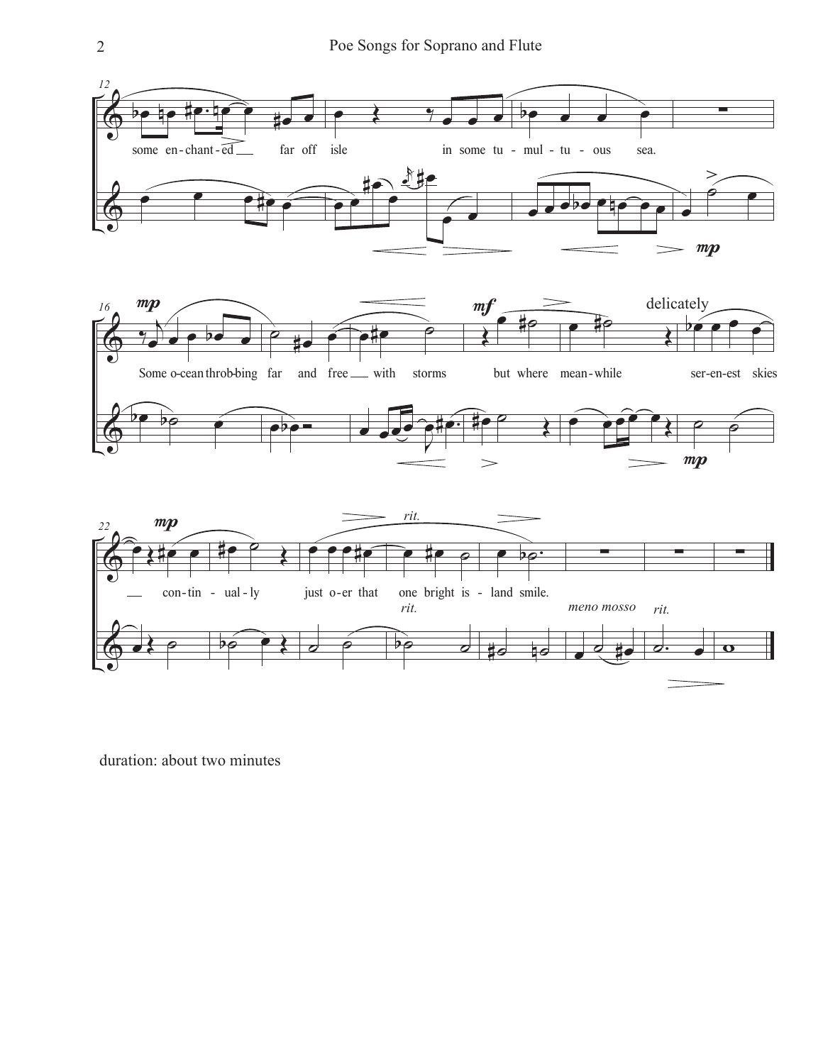duration: about two minutes